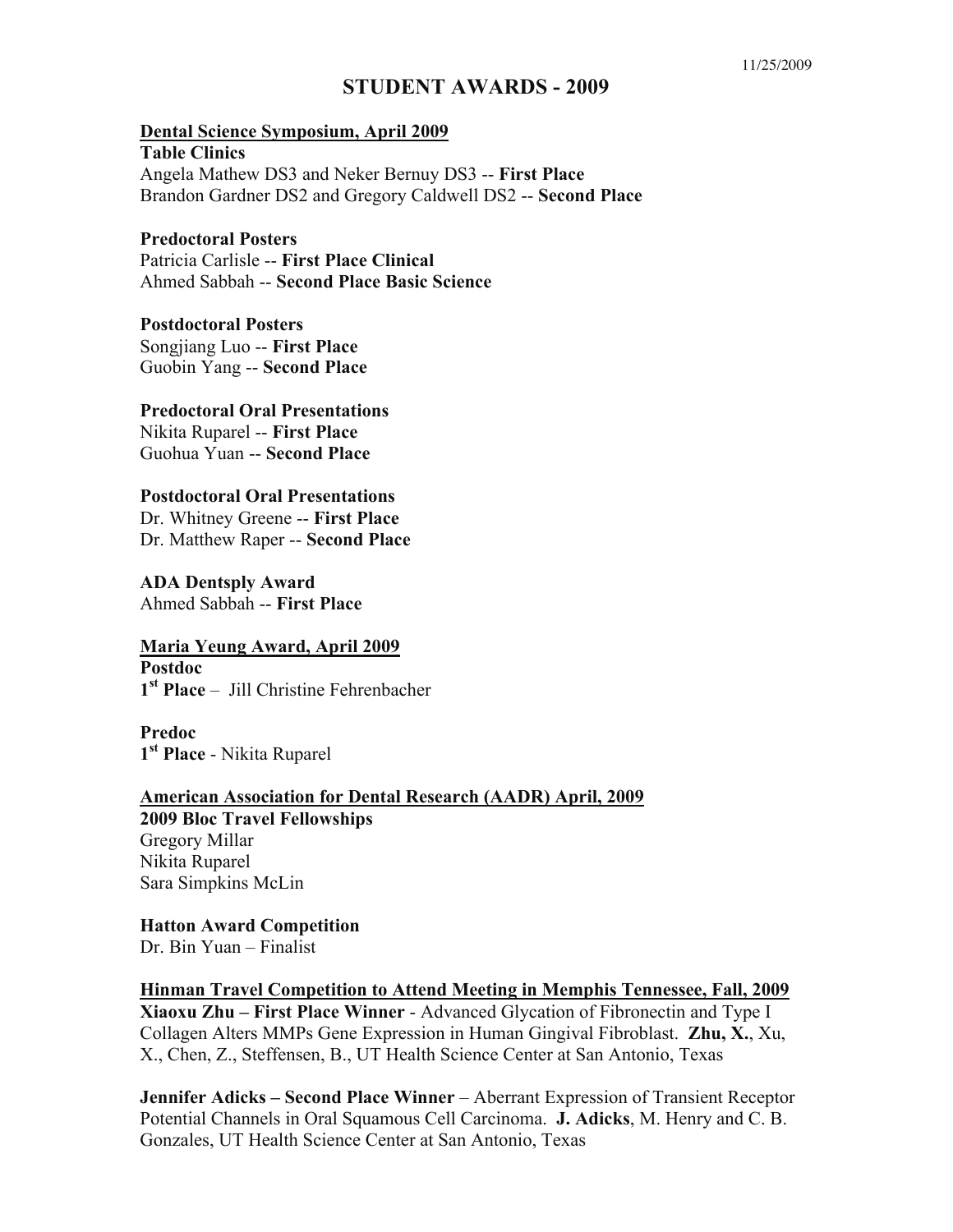11/25/2009

# STUDENT AWARDS - 2009

## Dental Science Symposium, April 2009

**Table Clinics**
Angela Mathew DS3 and Neker Bernuy DS3 -- **First Place**
Brandon Gardner DS2 and Gregory Caldwell DS2 -- **Second Place**

**Predoctoral Posters**
Patricia Carlisle -- **First Place Clinical**
Ahmed Sabbah -- **Second Place Basic Science**

**Postdoctoral Posters**
Songjiang Luo -- **First Place**
Guobin Yang -- **Second Place**

**Predoctoral Oral Presentations**
Nikita Ruparel -- **First Place**
Guohua Yuan -- **Second Place**

**Postdoctoral Oral Presentations**
Dr. Whitney Greene -- **First Place**
Dr. Matthew Raper -- **Second Place**

**ADA Dentsply Award**
Ahmed Sabbah -- **First Place**

## Maria Yeung Award, April 2009

**Postdoc**
**1st Place** – Jill Christine Fehrenbacher

**Predoc**
**1st Place** - Nikita Ruparel

## American Association for Dental Research (AADR) April, 2009

**2009 Bloc Travel Fellowships**
Gregory Millar
Nikita Ruparel
Sara Simpkins McLin

**Hatton Award Competition**
Dr. Bin Yuan – Finalist

## Hinman Travel Competition to Attend Meeting in Memphis Tennessee, Fall, 2009

**Xiaoxu Zhu – First Place Winner** - Advanced Glycation of Fibronectin and Type I Collagen Alters MMPs Gene Expression in Human Gingival Fibroblast. **Zhu, X.**, Xu, X., Chen, Z., Steffensen, B., UT Health Science Center at San Antonio, Texas

**Jennifer Adicks – Second Place Winner** – Aberrant Expression of Transient Receptor Potential Channels in Oral Squamous Cell Carcinoma. **J. Adicks**, M. Henry and C. B. Gonzales, UT Health Science Center at San Antonio, Texas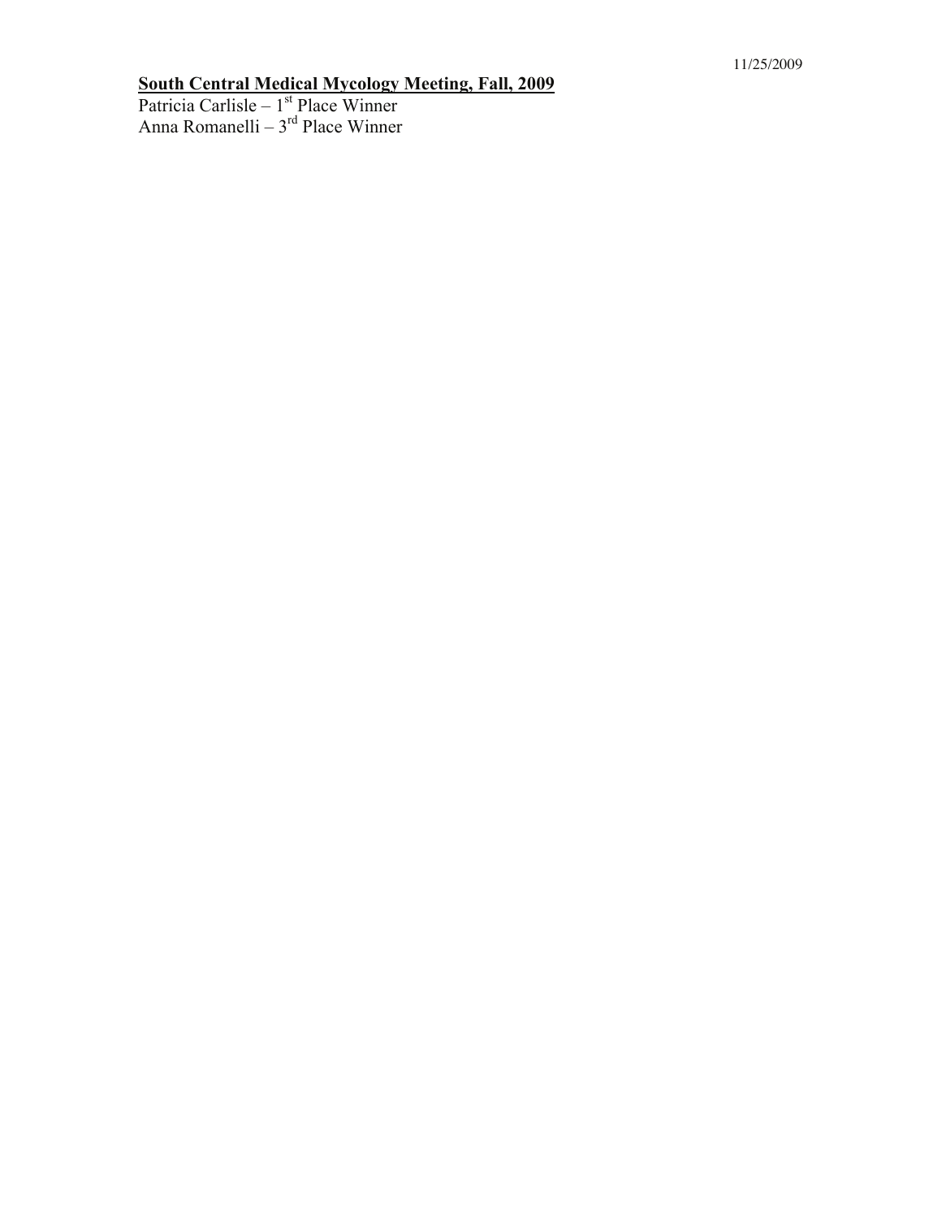**<u>South Central Medical Mycology Meeting, Fall, 2009</u>**

Patricia Carlisle – 1st Place Winner

Anna Romanelli – 3rd Place Winner